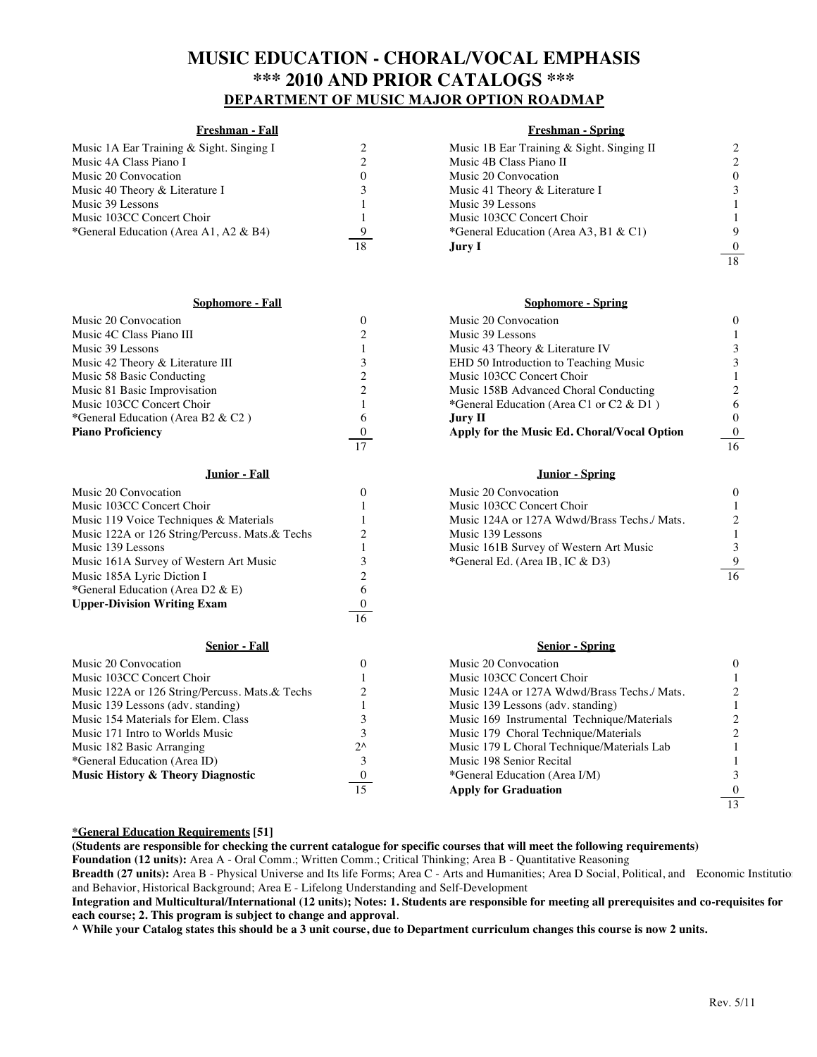# MUSIC EDUCATION - CHORAL/VOCAL EMPHASIS
## *** 2010 AND PRIOR CATALOGS ***
### DEPARTMENT OF MUSIC MAJOR OPTION ROADMAP

**Freshman - Fall**

| Course | Units |
|---|---|
| Music 1A Ear Training & Sight. Singing I | 2 |
| Music 4A Class Piano I | 2 |
| Music 20 Convocation | 0 |
| Music 40 Theory & Literature I | 3 |
| Music 39 Lessons | 1 |
| Music 103CC Concert Choir | 1 |
| *General Education (Area A1, A2 & B4) | 9 |
| | 18 |

**Freshman - Spring**

| Course | Units |
|---|---|
| Music 1B Ear Training & Sight. Singing II | 2 |
| Music 4B Class Piano II | 2 |
| Music 20 Convocation | 0 |
| Music 41 Theory & Literature I | 3 |
| Music 39 Lessons | 1 |
| Music 103CC Concert Choir | 1 |
| *General Education (Area A3, B1 & C1) | 9 |
| **Jury I** | 0 |
| | 18 |

**Sophomore - Fall**

| Course | Units |
|---|---|
| Music 20 Convocation | 0 |
| Music 4C Class Piano III | 2 |
| Music 39 Lessons | 1 |
| Music 42 Theory & Literature III | 3 |
| Music 58 Basic Conducting | 2 |
| Music 81 Basic Improvisation | 2 |
| Music 103CC Concert Choir | 1 |
| *General Education (Area B2 & C2 ) | 6 |
| **Piano Proficiency** | 0 |
| | 17 |

**Sophomore - Spring**

| Course | Units |
|---|---|
| Music 20 Convocation | 0 |
| Music 39 Lessons | 1 |
| Music 43 Theory & Literature IV | 3 |
| EHD 50 Introduction to Teaching Music | 3 |
| Music 103CC Concert Choir | 1 |
| Music 158B Advanced Choral Conducting | 2 |
| *General Education (Area C1 or C2 & D1 ) | 6 |
| **Jury II** | 0 |
| **Apply for the Music Ed. Choral/Vocal Option** | 0 |
| | 16 |

**Junior - Fall**

| Course | Units |
|---|---|
| Music 20 Convocation | 0 |
| Music 103CC Concert Choir | 1 |
| Music 119 Voice Techniques & Materials | 1 |
| Music 122A or 126 String/Percuss. Mats.& Techs | 2 |
| Music 139 Lessons | 1 |
| Music 161A Survey of Western Art Music | 3 |
| Music 185A Lyric Diction I | 2 |
| *General Education (Area D2 & E) | 6 |
| **Upper-Division Writing Exam** | 0 |
| | 16 |

**Junior - Spring**

| Course | Units |
|---|---|
| Music 20 Convocation | 0 |
| Music 103CC Concert Choir | 1 |
| Music 124A or 127A Wdwd/Brass Techs./ Mats. | 2 |
| Music 139 Lessons | 1 |
| Music 161B Survey of Western Art Music | 3 |
| *General Ed. (Area IB, IC & D3) | 9 |
| | 16 |

**Senior - Fall**

| Course | Units |
|---|---|
| Music 20 Convocation | 0 |
| Music 103CC Concert Choir | 1 |
| Music 122A or 126 String/Percuss. Mats.& Techs | 2 |
| Music 139 Lessons (adv. standing) | 1 |
| Music 154 Materials for Elem. Class | 3 |
| Music 171 Intro to Worlds Music | 3 |
| Music 182 Basic Arranging | 2^ |
| *General Education (Area ID) | 3 |
| **Music History & Theory Diagnostic** | 0 |
| | 15 |

**Senior - Spring**

| Course | Units |
|---|---|
| Music 20 Convocation | 0 |
| Music 103CC Concert Choir | 1 |
| Music 124A or 127A Wdwd/Brass Techs./ Mats. | 2 |
| Music 139 Lessons (adv. standing) | 1 |
| Music 169 Instrumental Technique/Materials | 2 |
| Music 179 Choral Technique/Materials | 2 |
| Music 179 L Choral Technique/Materials Lab | 1 |
| Music 198 Senior Recital | 1 |
| *General Education (Area I/M) | 3 |
| **Apply for Graduation** | 0 |
| | 13 |

**<u>*General Education Requirements [51]</u>**

**(Students are responsible for checking the current catalogue for specific courses that will meet the following requirements)**

**Foundation (12 units):** Area A - Oral Comm.; Written Comm.; Critical Thinking; Area B - Quantitative Reasoning

**Breadth (27 units):** Area B - Physical Universe and Its life Forms; Area C - Arts and Humanities; Area D Social, Political, and Economic Institutions and Behavior, Historical Background; Area E - Lifelong Understanding and Self-Development

**Integration and Multicultural/International (12 units); Notes: 1. Students are responsible for meeting all prerequisites and co-requisites for each course; 2. This program is subject to change and approval**.

**^ While your Catalog states this should be a 3 unit course, due to Department curriculum changes this course is now 2 units.**

Rev. 5/11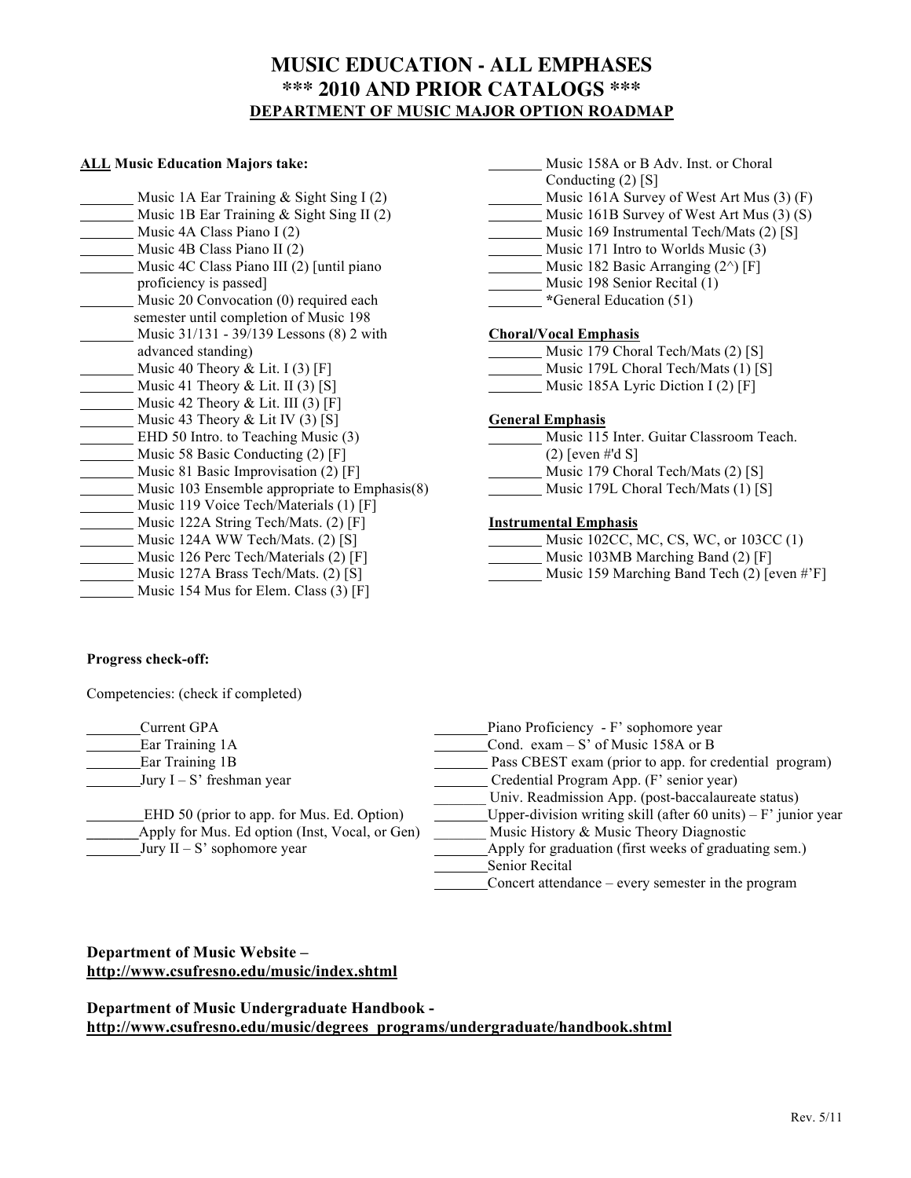# MUSIC EDUCATION - ALL EMPHASES
# *** 2010 AND PRIOR CATALOGS ***
## DEPARTMENT OF MUSIC MAJOR OPTION ROADMAP

**ALL Music Education Majors take:**

_______ Music 1A Ear Training & Sight Sing I (2)
_______ Music 1B Ear Training & Sight Sing II (2)
_______ Music 4A Class Piano I (2)
_______ Music 4B Class Piano II (2)
_______ Music 4C Class Piano III (2) [until piano proficiency is passed]
_______ Music 20 Convocation (0) required each semester until completion of Music 198
_______ Music 31/131 - 39/139 Lessons (8) 2 with advanced standing)
_______ Music 40 Theory & Lit. I (3) [F]
_______ Music 41 Theory & Lit. II (3) [S]
_______ Music 42 Theory & Lit. III (3) [F]
_______ Music 43 Theory & Lit IV (3) [S]
_______ EHD 50 Intro. to Teaching Music (3)
_______ Music 58 Basic Conducting (2) [F]
_______ Music 81 Basic Improvisation (2) [F]
_______ Music 103 Ensemble appropriate to Emphasis(8)
_______ Music 119 Voice Tech/Materials (1) [F]
_______ Music 122A String Tech/Mats. (2) [F]
_______ Music 124A WW Tech/Mats. (2) [S]
_______ Music 126 Perc Tech/Materials (2) [F]
_______ Music 127A Brass Tech/Mats. (2) [S]
_______ Music 154 Mus for Elem. Class (3) [F]
_______ Music 158A or B Adv. Inst. or Choral Conducting (2) [S]
_______ Music 161A Survey of West Art Mus (3) (F)
_______ Music 161B Survey of West Art Mus (3) (S)
_______ Music 169 Instrumental Tech/Mats (2) [S]
_______ Music 171 Intro to Worlds Music (3)
_______ Music 182 Basic Arranging (2^) [F]
_______ Music 198 Senior Recital (1)
_______ *General Education (51)

**Choral/Vocal Emphasis**

_______ Music 179 Choral Tech/Mats (2) [S]
_______ Music 179L Choral Tech/Mats (1) [S]
_______ Music 185A Lyric Diction I (2) [F]

**General Emphasis**

_______ Music 115 Inter. Guitar Classroom Teach. (2) [even #'d S]
_______ Music 179 Choral Tech/Mats (2) [S]
_______ Music 179L Choral Tech/Mats (1) [S]

**Instrumental Emphasis**

_______ Music 102CC, MC, CS, WC, or 103CC (1)
_______ Music 103MB Marching Band (2) [F]
_______ Music 159 Marching Band Tech (2) [even #'F]

**Progress check-off:**

Competencies: (check if completed)

_______ Current GPA
_______ Ear Training 1A
_______ Ear Training 1B
_______ Jury I – S' freshman year

_______ EHD 50 (prior to app. for Mus. Ed. Option)
_______ Apply for Mus. Ed option (Inst, Vocal, or Gen)
_______ Jury II – S' sophomore year

_______ Piano Proficiency - F' sophomore year
_______ Cond. exam – S' of Music 158A or B
_______ Pass CBEST exam (prior to app. for credential program)
_______ Credential Program App. (F' senior year)
_______ Univ. Readmission App. (post-baccalaureate status)
_______ Upper-division writing skill (after 60 units) – F' junior year
_______ Music History & Music Theory Diagnostic
_______ Apply for graduation (first weeks of graduating sem.)
_______ Senior Recital
_______ Concert attendance – every semester in the program

**Department of Music Website – http://www.csufresno.edu/music/index.shtml**

**Department of Music Undergraduate Handbook - http://www.csufresno.edu/music/degrees_programs/undergraduate/handbook.shtml**

Rev. 5/11